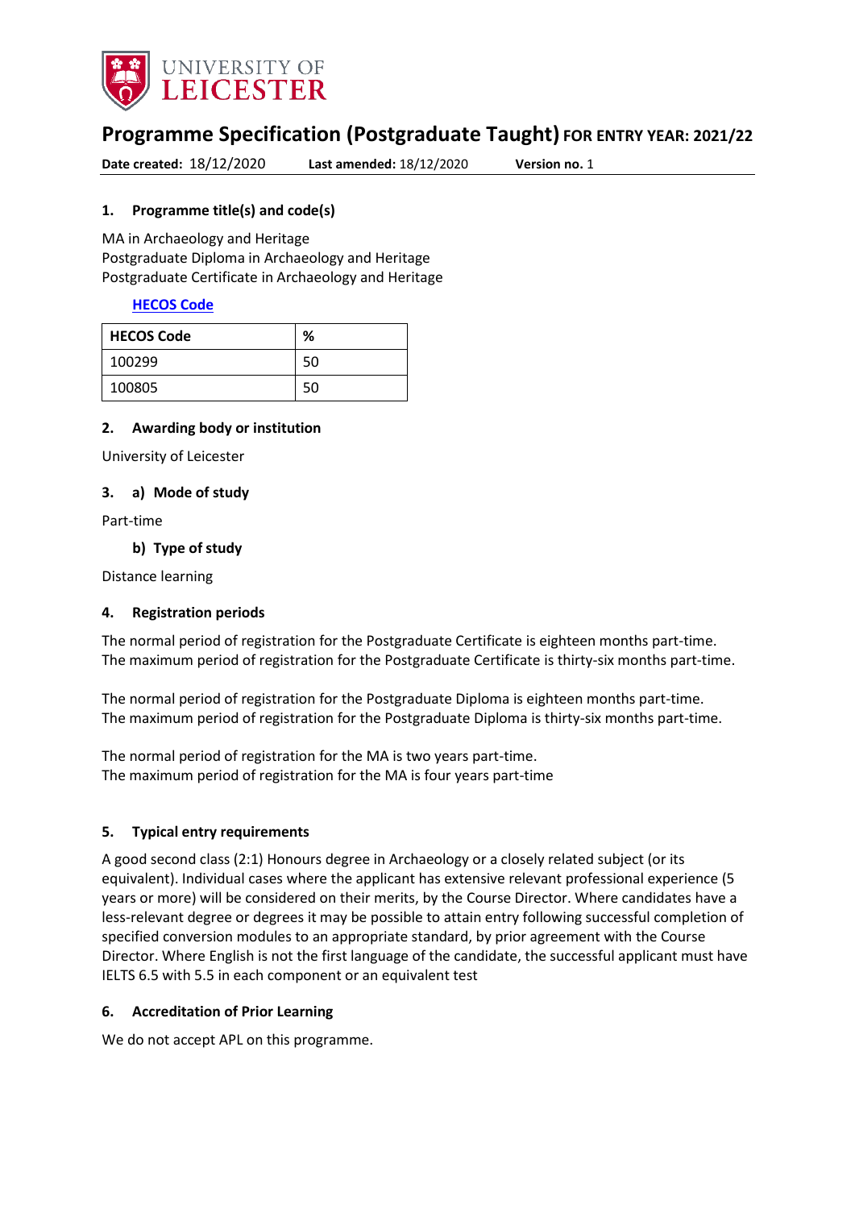# Programme Specification (Postgraduate Taught) FOR ENTRY YEAR: 2021/22

**Date created:** 18/12/2020 **Last amended:** 18/12/2020 **Version no.** 1

## 1. Programme title(s) and code(s)

MA in Archaeology and Heritage
Postgraduate Diploma in Archaeology and Heritage
Postgraduate Certificate in Archaeology and Heritage

**HECOS Code**

| HECOS Code | % |
|---|---|
| 100299 | 50 |
| 100805 | 50 |

## 2. Awarding body or institution

University of Leicester

## 3. a) Mode of study

Part-time

### b) Type of study

Distance learning

## 4. Registration periods

The normal period of registration for the Postgraduate Certificate is eighteen months part-time.
The maximum period of registration for the Postgraduate Certificate is thirty-six months part-time.

The normal period of registration for the Postgraduate Diploma is eighteen months part-time.
The maximum period of registration for the Postgraduate Diploma is thirty-six months part-time.

The normal period of registration for the MA is two years part-time.
The maximum period of registration for the MA is four years part-time

## 5. Typical entry requirements

A good second class (2:1) Honours degree in Archaeology or a closely related subject (or its equivalent). Individual cases where the applicant has extensive relevant professional experience (5 years or more) will be considered on their merits, by the Course Director. Where candidates have a less-relevant degree or degrees it may be possible to attain entry following successful completion of specified conversion modules to an appropriate standard, by prior agreement with the Course Director. Where English is not the first language of the candidate, the successful applicant must have IELTS 6.5 with 5.5 in each component or an equivalent test

## 6. Accreditation of Prior Learning

We do not accept APL on this programme.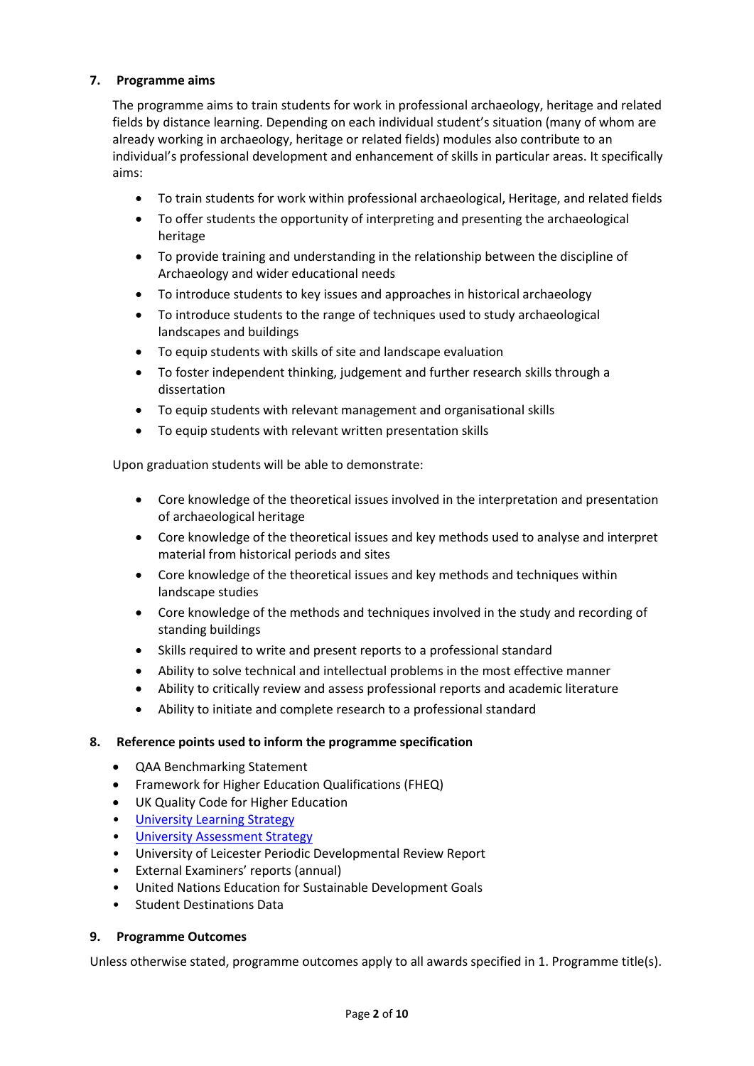## 7. Programme aims

The programme aims to train students for work in professional archaeology, heritage and related fields by distance learning. Depending on each individual student's situation (many of whom are already working in archaeology, heritage or related fields) modules also contribute to an individual's professional development and enhancement of skills in particular areas. It specifically aims:

- To train students for work within professional archaeological, Heritage, and related fields
- To offer students the opportunity of interpreting and presenting the archaeological heritage
- To provide training and understanding in the relationship between the discipline of Archaeology and wider educational needs
- To introduce students to key issues and approaches in historical archaeology
- To introduce students to the range of techniques used to study archaeological landscapes and buildings
- To equip students with skills of site and landscape evaluation
- To foster independent thinking, judgement and further research skills through a dissertation
- To equip students with relevant management and organisational skills
- To equip students with relevant written presentation skills

Upon graduation students will be able to demonstrate:

- Core knowledge of the theoretical issues involved in the interpretation and presentation of archaeological heritage
- Core knowledge of the theoretical issues and key methods used to analyse and interpret material from historical periods and sites
- Core knowledge of the theoretical issues and key methods and techniques within landscape studies
- Core knowledge of the methods and techniques involved in the study and recording of standing buildings
- Skills required to write and present reports to a professional standard
- Ability to solve technical and intellectual problems in the most effective manner
- Ability to critically review and assess professional reports and academic literature
- Ability to initiate and complete research to a professional standard

## 8. Reference points used to inform the programme specification

- QAA Benchmarking Statement
- Framework for Higher Education Qualifications (FHEQ)
- UK Quality Code for Higher Education
- University Learning Strategy
- University Assessment Strategy
- University of Leicester Periodic Developmental Review Report
- External Examiners' reports (annual)
- United Nations Education for Sustainable Development Goals
- Student Destinations Data

## 9. Programme Outcomes

Unless otherwise stated, programme outcomes apply to all awards specified in 1. Programme title(s).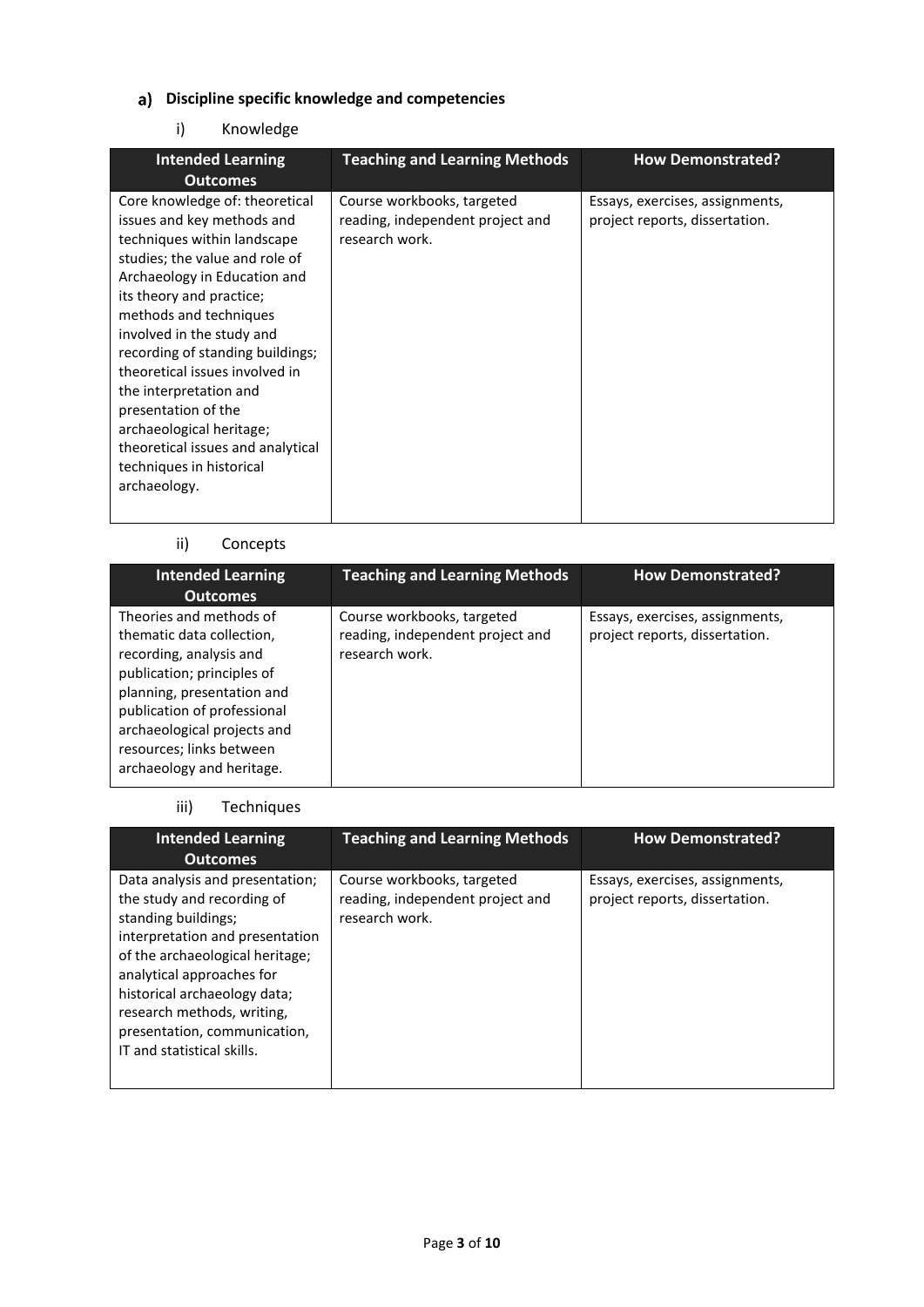## a) Discipline specific knowledge and competencies

### i) Knowledge

| Intended Learning Outcomes | Teaching and Learning Methods | How Demonstrated? |
|---|---|---|
| Core knowledge of: theoretical issues and key methods and techniques within landscape studies; the value and role of Archaeology in Education and its theory and practice; methods and techniques involved in the study and recording of standing buildings; theoretical issues involved in the interpretation and presentation of the archaeological heritage; theoretical issues and analytical techniques in historical archaeology. | Course workbooks, targeted reading, independent project and research work. | Essays, exercises, assignments, project reports, dissertation. |

### ii) Concepts

| Intended Learning Outcomes | Teaching and Learning Methods | How Demonstrated? |
|---|---|---|
| Theories and methods of thematic data collection, recording, analysis and publication; principles of planning, presentation and publication of professional archaeological projects and resources; links between archaeology and heritage. | Course workbooks, targeted reading, independent project and research work. | Essays, exercises, assignments, project reports, dissertation. |

### iii) Techniques

| Intended Learning Outcomes | Teaching and Learning Methods | How Demonstrated? |
|---|---|---|
| Data analysis and presentation; the study and recording of standing buildings; interpretation and presentation of the archaeological heritage; analytical approaches for historical archaeology data; research methods, writing, presentation, communication, IT and statistical skills. | Course workbooks, targeted reading, independent project and research work. | Essays, exercises, assignments, project reports, dissertation. |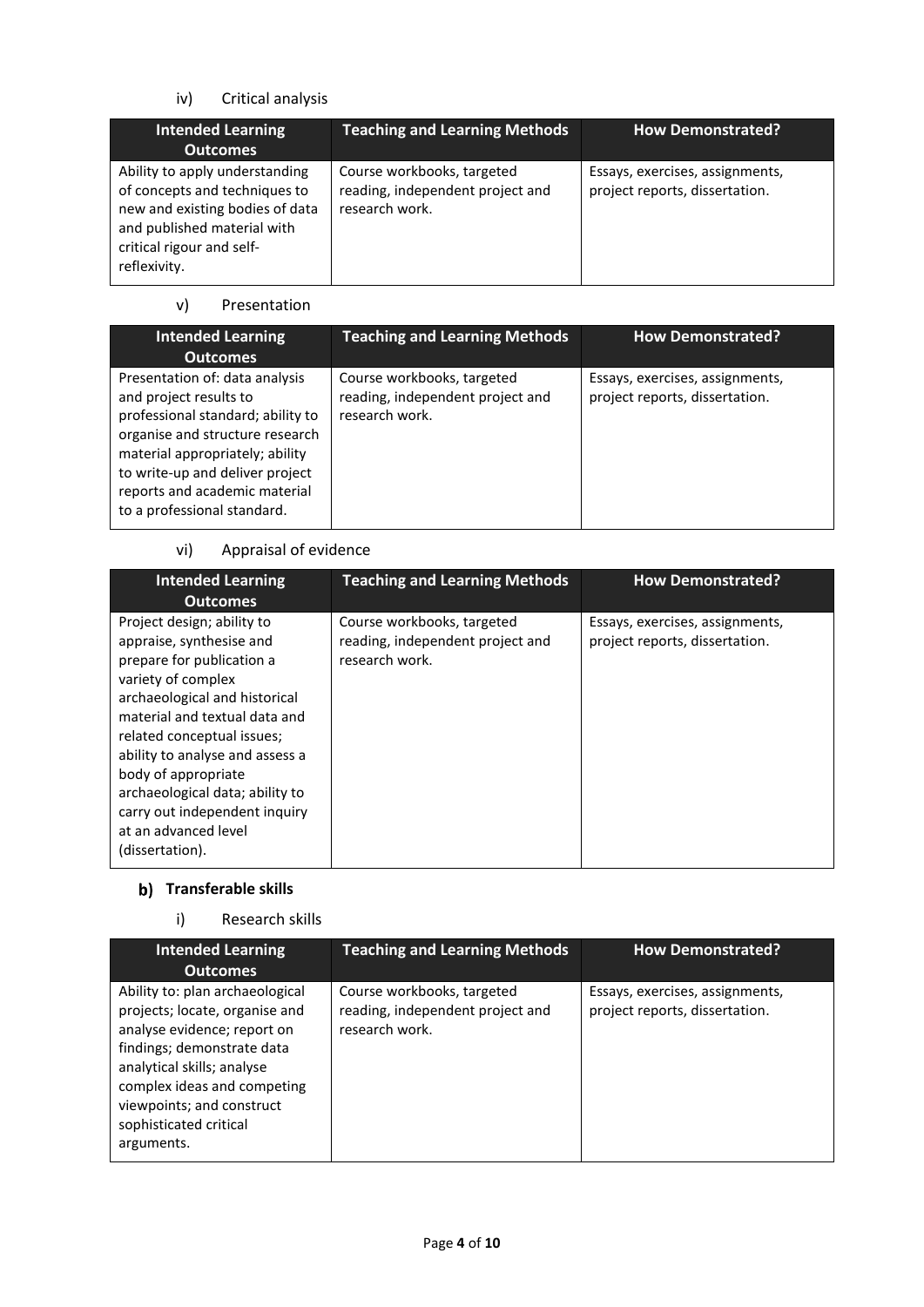iv) Critical analysis

| Intended Learning Outcomes | Teaching and Learning Methods | How Demonstrated? |
|---|---|---|
| Ability to apply understanding of concepts and techniques to new and existing bodies of data and published material with critical rigour and self-reflexivity. | Course workbooks, targeted reading, independent project and research work. | Essays, exercises, assignments, project reports, dissertation. |

v) Presentation

| Intended Learning Outcomes | Teaching and Learning Methods | How Demonstrated? |
|---|---|---|
| Presentation of: data analysis and project results to professional standard; ability to organise and structure research material appropriately; ability to write-up and deliver project reports and academic material to a professional standard. | Course workbooks, targeted reading, independent project and research work. | Essays, exercises, assignments, project reports, dissertation. |

vi) Appraisal of evidence

| Intended Learning Outcomes | Teaching and Learning Methods | How Demonstrated? |
|---|---|---|
| Project design; ability to appraise, synthesise and prepare for publication a variety of complex archaeological and historical material and textual data and related conceptual issues; ability to analyse and assess a body of appropriate archaeological data; ability to carry out independent inquiry at an advanced level (dissertation). | Course workbooks, targeted reading, independent project and research work. | Essays, exercises, assignments, project reports, dissertation. |

### b) Transferable skills

i) Research skills

| Intended Learning Outcomes | Teaching and Learning Methods | How Demonstrated? |
|---|---|---|
| Ability to: plan archaeological projects; locate, organise and analyse evidence; report on findings; demonstrate data analytical skills; analyse complex ideas and competing viewpoints; and construct sophisticated critical arguments. | Course workbooks, targeted reading, independent project and research work. | Essays, exercises, assignments, project reports, dissertation. |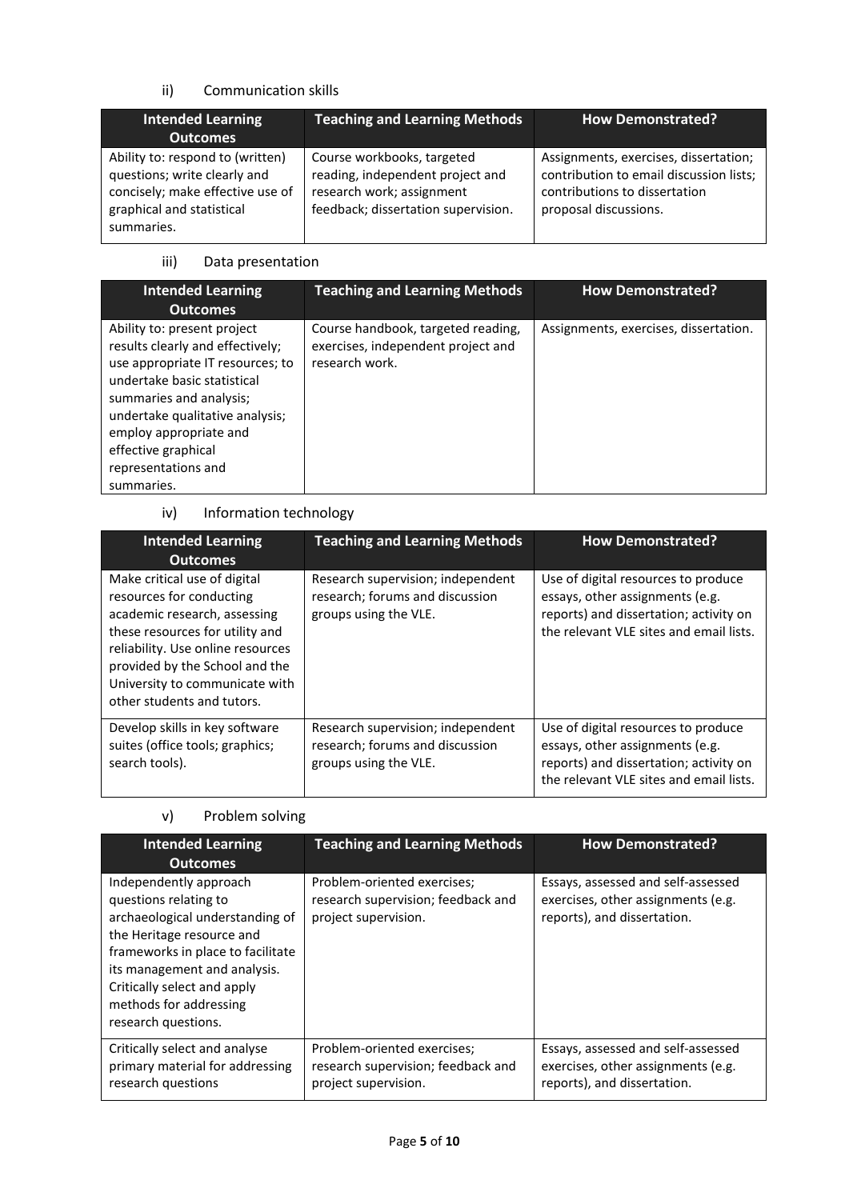ii) Communication skills

| Intended Learning Outcomes | Teaching and Learning Methods | How Demonstrated? |
| --- | --- | --- |
| Ability to: respond to (written) questions; write clearly and concisely; make effective use of graphical and statistical summaries. | Course workbooks, targeted reading, independent project and research work; assignment feedback; dissertation supervision. | Assignments, exercises, dissertation; contribution to email discussion lists; contributions to dissertation proposal discussions. |

iii) Data presentation

| Intended Learning Outcomes | Teaching and Learning Methods | How Demonstrated? |
| --- | --- | --- |
| Ability to: present project results clearly and effectively; use appropriate IT resources; to undertake basic statistical summaries and analysis; undertake qualitative analysis; employ appropriate and effective graphical representations and summaries. | Course handbook, targeted reading, exercises, independent project and research work. | Assignments, exercises, dissertation. |

iv) Information technology

| Intended Learning Outcomes | Teaching and Learning Methods | How Demonstrated? |
| --- | --- | --- |
| Make critical use of digital resources for conducting academic research, assessing these resources for utility and reliability. Use online resources provided by the School and the University to communicate with other students and tutors. | Research supervision; independent research; forums and discussion groups using the VLE. | Use of digital resources to produce essays, other assignments (e.g. reports) and dissertation; activity on the relevant VLE sites and email lists. |
| Develop skills in key software suites (office tools; graphics; search tools). | Research supervision; independent research; forums and discussion groups using the VLE. | Use of digital resources to produce essays, other assignments (e.g. reports) and dissertation; activity on the relevant VLE sites and email lists. |

v) Problem solving

| Intended Learning Outcomes | Teaching and Learning Methods | How Demonstrated? |
| --- | --- | --- |
| Independently approach questions relating to archaeological understanding of the Heritage resource and frameworks in place to facilitate its management and analysis. Critically select and apply methods for addressing research questions. | Problem-oriented exercises; research supervision; feedback and project supervision. | Essays, assessed and self-assessed exercises, other assignments (e.g. reports), and dissertation. |
| Critically select and analyse primary material for addressing research questions | Problem-oriented exercises; research supervision; feedback and project supervision. | Essays, assessed and self-assessed exercises, other assignments (e.g. reports), and dissertation. |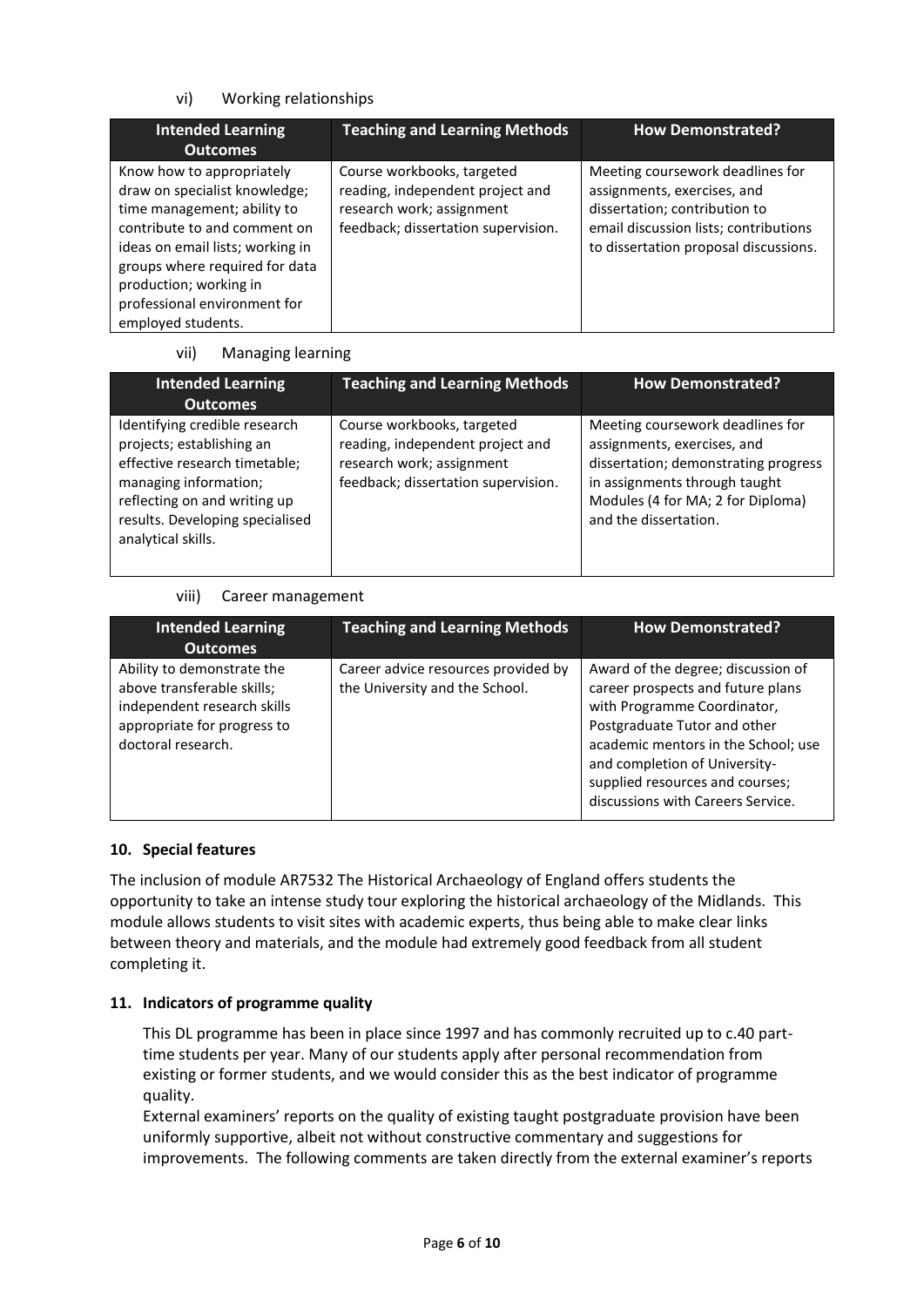vi) Working relationships

| Intended Learning Outcomes | Teaching and Learning Methods | How Demonstrated? |
|---|---|---|
| Know how to appropriately draw on specialist knowledge; time management; ability to contribute to and comment on ideas on email lists; working in groups where required for data production; working in professional environment for employed students. | Course workbooks, targeted reading, independent project and research work; assignment feedback; dissertation supervision. | Meeting coursework deadlines for assignments, exercises, and dissertation; contribution to email discussion lists; contributions to dissertation proposal discussions. |

vii) Managing learning

| Intended Learning Outcomes | Teaching and Learning Methods | How Demonstrated? |
|---|---|---|
| Identifying credible research projects; establishing an effective research timetable; managing information; reflecting on and writing up results. Developing specialised analytical skills. | Course workbooks, targeted reading, independent project and research work; assignment feedback; dissertation supervision. | Meeting coursework deadlines for assignments, exercises, and dissertation; demonstrating progress in assignments through taught Modules (4 for MA; 2 for Diploma) and the dissertation. |

viii) Career management

| Intended Learning Outcomes | Teaching and Learning Methods | How Demonstrated? |
|---|---|---|
| Ability to demonstrate the above transferable skills; independent research skills appropriate for progress to doctoral research. | Career advice resources provided by the University and the School. | Award of the degree; discussion of career prospects and future plans with Programme Coordinator, Postgraduate Tutor and other academic mentors in the School; use and completion of University-supplied resources and courses; discussions with Careers Service. |

## 10. Special features

The inclusion of module AR7532 The Historical Archaeology of England offers students the opportunity to take an intense study tour exploring the historical archaeology of the Midlands. This module allows students to visit sites with academic experts, thus being able to make clear links between theory and materials, and the module had extremely good feedback from all student completing it.

## 11. Indicators of programme quality

This DL programme has been in place since 1997 and has commonly recruited up to c.40 part-time students per year. Many of our students apply after personal recommendation from existing or former students, and we would consider this as the best indicator of programme quality.

External examiners' reports on the quality of existing taught postgraduate provision have been uniformly supportive, albeit not without constructive commentary and suggestions for improvements. The following comments are taken directly from the external examiner's reports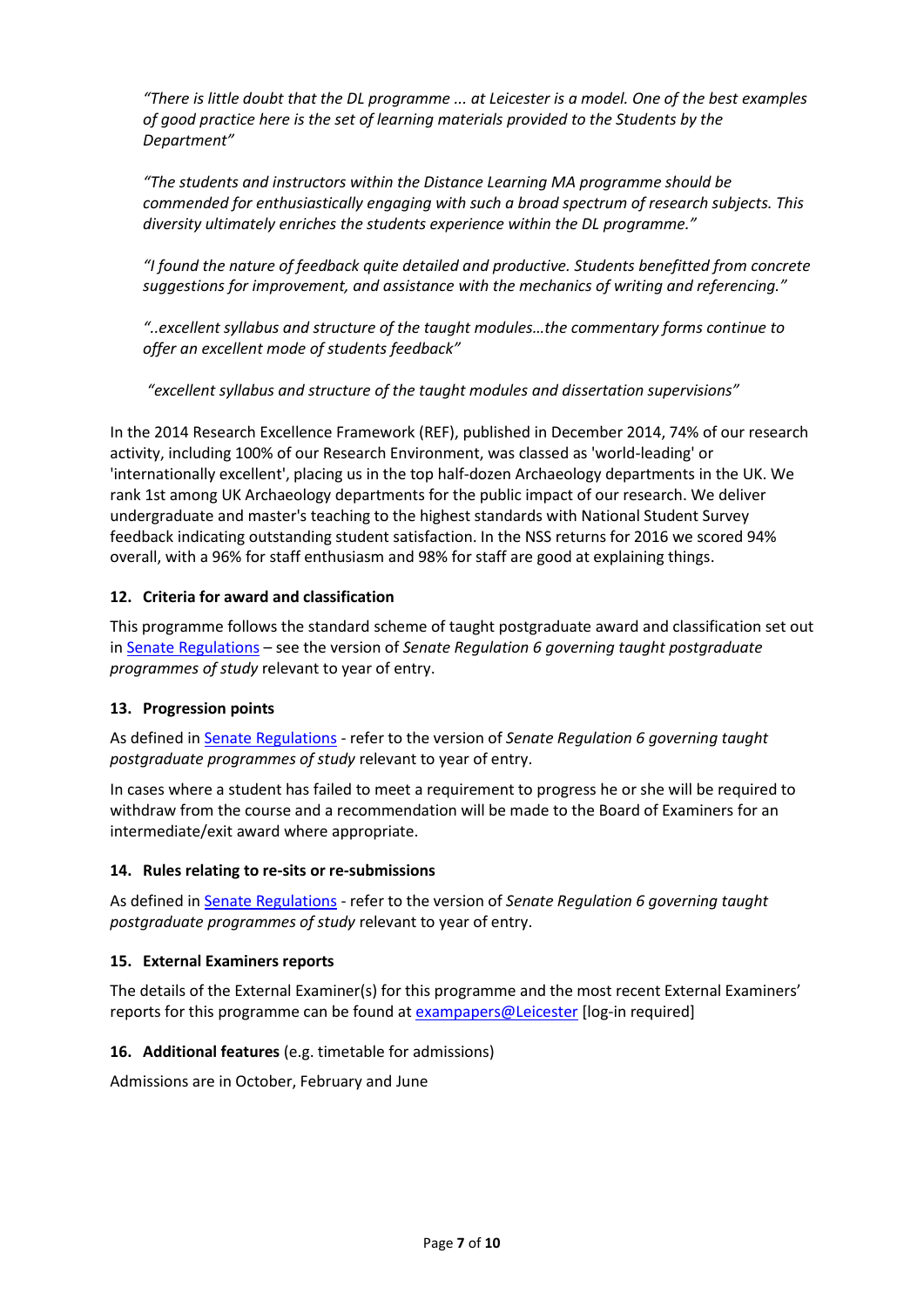*"There is little doubt that the DL programme ... at Leicester is a model. One of the best examples of good practice here is the set of learning materials provided to the Students by the Department"*

*"The students and instructors within the Distance Learning MA programme should be commended for enthusiastically engaging with such a broad spectrum of research subjects. This diversity ultimately enriches the students experience within the DL programme."*

*"I found the nature of feedback quite detailed and productive. Students benefitted from concrete suggestions for improvement, and assistance with the mechanics of writing and referencing."*

*"..excellent syllabus and structure of the taught modules…the commentary forms continue to offer an excellent mode of students feedback"*

*"excellent syllabus and structure of the taught modules and dissertation supervisions"*

In the 2014 Research Excellence Framework (REF), published in December 2014, 74% of our research activity, including 100% of our Research Environment, was classed as 'world-leading' or 'internationally excellent', placing us in the top half-dozen Archaeology departments in the UK. We rank 1st among UK Archaeology departments for the public impact of our research. We deliver undergraduate and master's teaching to the highest standards with National Student Survey feedback indicating outstanding student satisfaction. In the NSS returns for 2016 we scored 94% overall, with a 96% for staff enthusiasm and 98% for staff are good at explaining things.

## 12. Criteria for award and classification

This programme follows the standard scheme of taught postgraduate award and classification set out in Senate Regulations – see the version of *Senate Regulation 6 governing taught postgraduate programmes of study* relevant to year of entry.

## 13. Progression points

As defined in Senate Regulations - refer to the version of *Senate Regulation 6 governing taught postgraduate programmes of study* relevant to year of entry.

In cases where a student has failed to meet a requirement to progress he or she will be required to withdraw from the course and a recommendation will be made to the Board of Examiners for an intermediate/exit award where appropriate.

## 14. Rules relating to re-sits or re-submissions

As defined in Senate Regulations - refer to the version of *Senate Regulation 6 governing taught postgraduate programmes of study* relevant to year of entry.

## 15. External Examiners reports

The details of the External Examiner(s) for this programme and the most recent External Examiners' reports for this programme can be found at exampapers@Leicester [log-in required]

## 16. Additional features (e.g. timetable for admissions)

Admissions are in October, February and June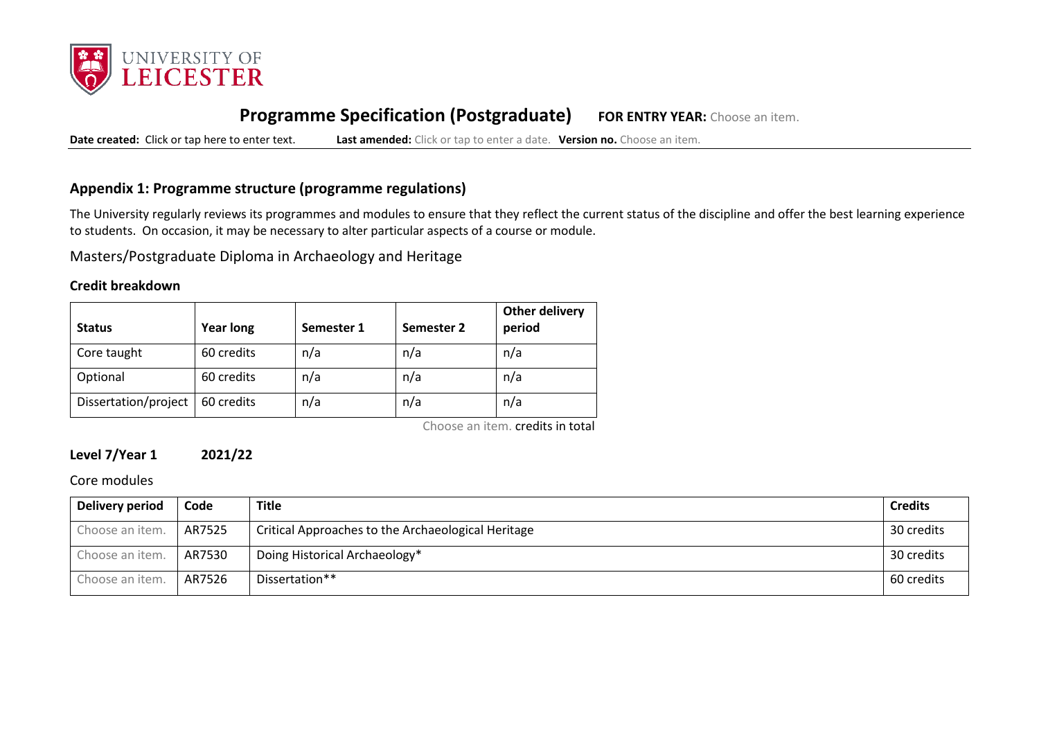## Programme Specification (Postgraduate) FOR ENTRY YEAR: Choose an item.

**Date created:** Click or tap here to enter text. **Last amended:** Click or tap to enter a date. **Version no.** Choose an item.

### Appendix 1: Programme structure (programme regulations)

The University regularly reviews its programmes and modules to ensure that they reflect the current status of the discipline and offer the best learning experience to students. On occasion, it may be necessary to alter particular aspects of a course or module.

Masters/Postgraduate Diploma in Archaeology and Heritage

**Credit breakdown**

| Status | Year long | Semester 1 | Semester 2 | Other delivery period |
|---|---|---|---|---|
| Core taught | 60 credits | n/a | n/a | n/a |
| Optional | 60 credits | n/a | n/a | n/a |
| Dissertation/project | 60 credits | n/a | n/a | n/a |

Choose an item. credits in total

**Level 7/Year 1 2021/22**

Core modules

| Delivery period | Code | Title | Credits |
|---|---|---|---|
| Choose an item. | AR7525 | Critical Approaches to the Archaeological Heritage | 30 credits |
| Choose an item. | AR7530 | Doing Historical Archaeology* | 30 credits |
| Choose an item. | AR7526 | Dissertation** | 60 credits |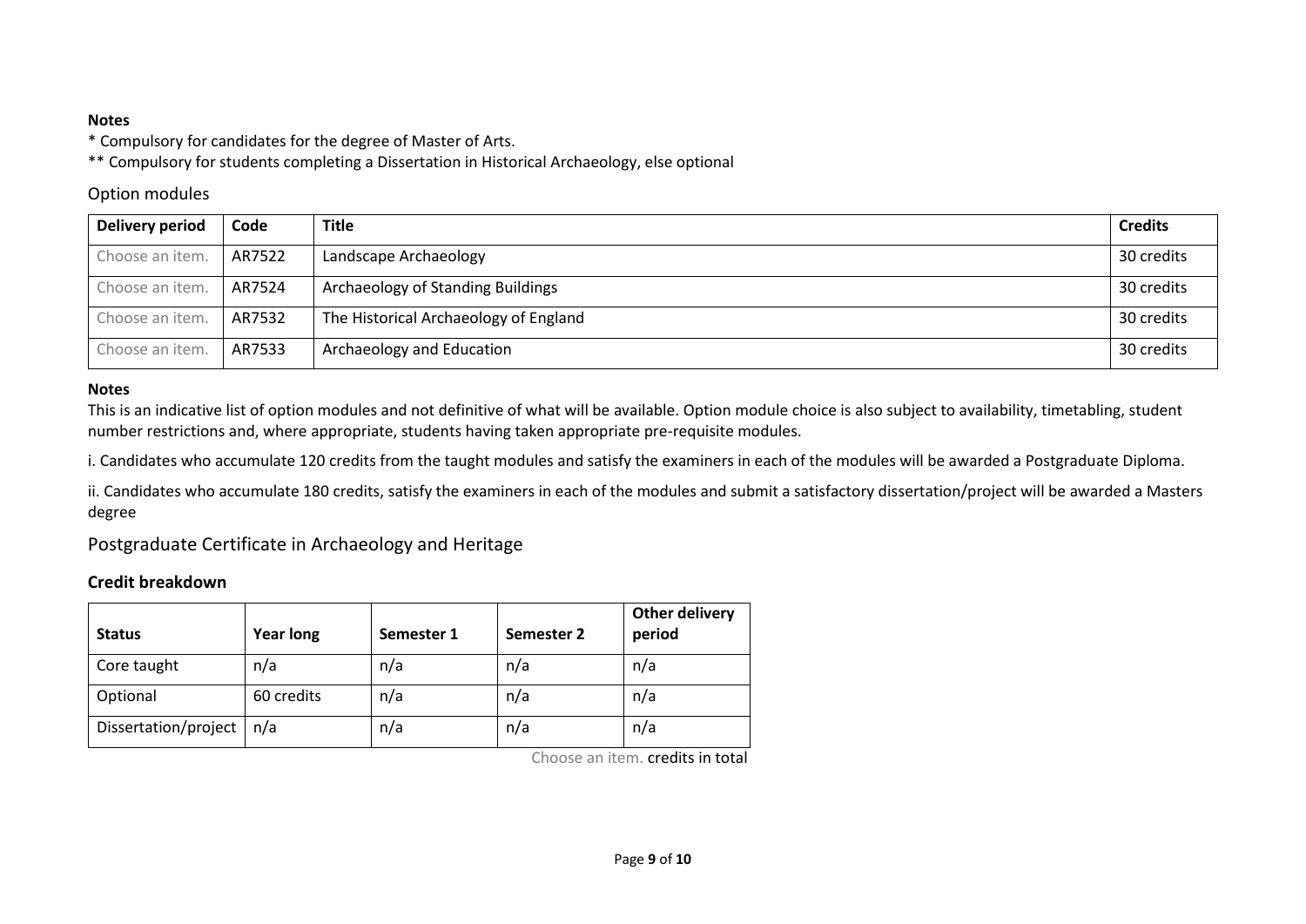**Notes**

\* Compulsory for candidates for the degree of Master of Arts.

\*\* Compulsory for students completing a Dissertation in Historical Archaeology, else optional

## Option modules

| Delivery period | Code | Title | Credits |
|---|---|---|---|
| Choose an item. | AR7522 | Landscape Archaeology | 30 credits |
| Choose an item. | AR7524 | Archaeology of Standing Buildings | 30 credits |
| Choose an item. | AR7532 | The Historical Archaeology of England | 30 credits |
| Choose an item. | AR7533 | Archaeology and Education | 30 credits |

**Notes**

This is an indicative list of option modules and not definitive of what will be available. Option module choice is also subject to availability, timetabling, student number restrictions and, where appropriate, students having taken appropriate pre-requisite modules.

i. Candidates who accumulate 120 credits from the taught modules and satisfy the examiners in each of the modules will be awarded a Postgraduate Diploma.

ii. Candidates who accumulate 180 credits, satisfy the examiners in each of the modules and submit a satisfactory dissertation/project will be awarded a Masters degree

## Postgraduate Certificate in Archaeology and Heritage

### Credit breakdown

| Status | Year long | Semester 1 | Semester 2 | Other delivery period |
|---|---|---|---|---|
| Core taught | n/a | n/a | n/a | n/a |
| Optional | 60 credits | n/a | n/a | n/a |
| Dissertation/project | n/a | n/a | n/a | n/a |

Choose an item. credits in total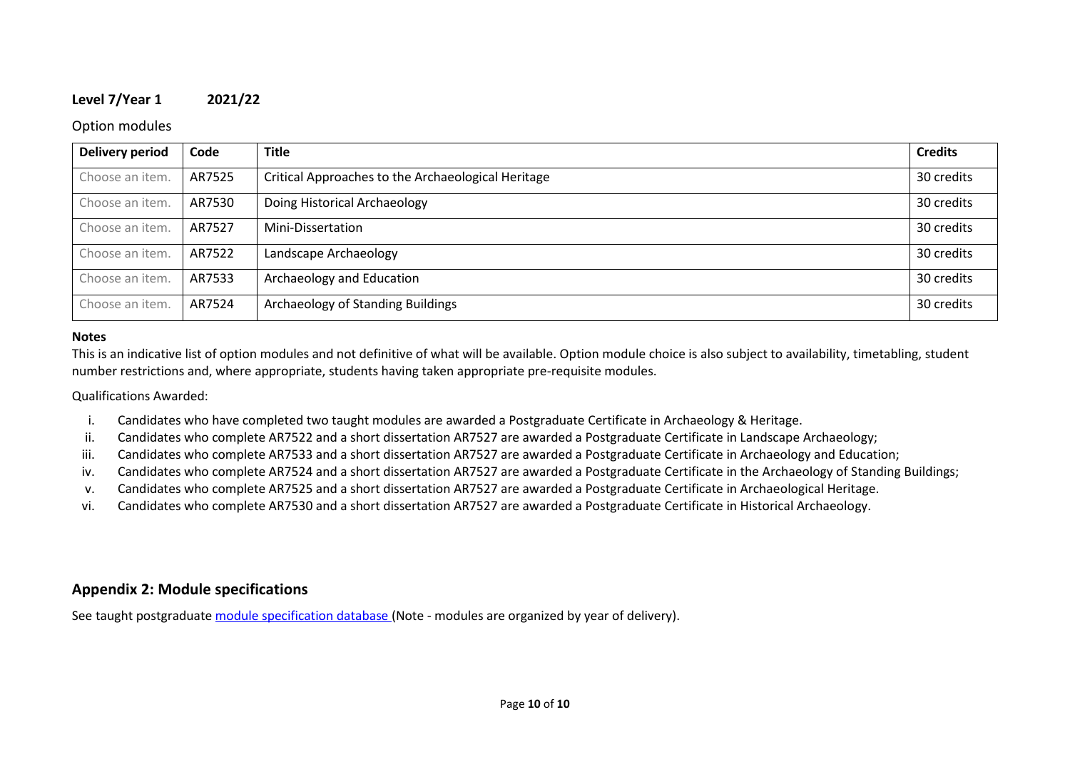**Level 7/Year 1 2021/22**

Option modules

| Delivery period | Code | Title | Credits |
|---|---|---|---|
| Choose an item. | AR7525 | Critical Approaches to the Archaeological Heritage | 30 credits |
| Choose an item. | AR7530 | Doing Historical Archaeology | 30 credits |
| Choose an item. | AR7527 | Mini-Dissertation | 30 credits |
| Choose an item. | AR7522 | Landscape Archaeology | 30 credits |
| Choose an item. | AR7533 | Archaeology and Education | 30 credits |
| Choose an item. | AR7524 | Archaeology of Standing Buildings | 30 credits |

**Notes**

This is an indicative list of option modules and not definitive of what will be available. Option module choice is also subject to availability, timetabling, student number restrictions and, where appropriate, students having taken appropriate pre-requisite modules.

Qualifications Awarded:

i. Candidates who have completed two taught modules are awarded a Postgraduate Certificate in Archaeology & Heritage.
ii. Candidates who complete AR7522 and a short dissertation AR7527 are awarded a Postgraduate Certificate in Landscape Archaeology;
iii. Candidates who complete AR7533 and a short dissertation AR7527 are awarded a Postgraduate Certificate in Archaeology and Education;
iv. Candidates who complete AR7524 and a short dissertation AR7527 are awarded a Postgraduate Certificate in the Archaeology of Standing Buildings;
v. Candidates who complete AR7525 and a short dissertation AR7527 are awarded a Postgraduate Certificate in Archaeological Heritage.
vi. Candidates who complete AR7530 and a short dissertation AR7527 are awarded a Postgraduate Certificate in Historical Archaeology.

## Appendix 2: Module specifications

See taught postgraduate module specification database (Note - modules are organized by year of delivery).